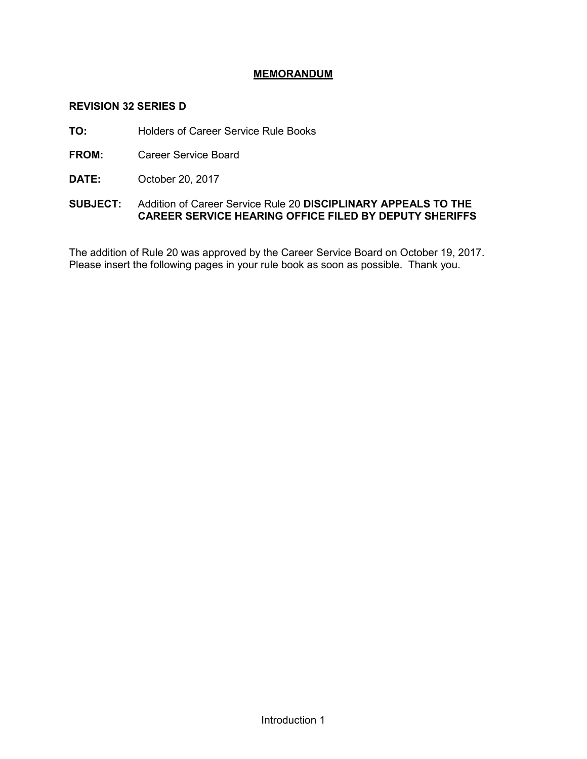# MEMORANDUM

**REVISION 32 SERIES D**

**TO:** Holders of Career Service Rule Books

**FROM:** Career Service Board

**DATE:** October 20, 2017

**SUBJECT:** Addition of Career Service Rule 20 **DISCIPLINARY APPEALS TO THE CAREER SERVICE HEARING OFFICE FILED BY DEPUTY SHERIFFS**

The addition of Rule 20 was approved by the Career Service Board on October 19, 2017. Please insert the following pages in your rule book as soon as possible. Thank you.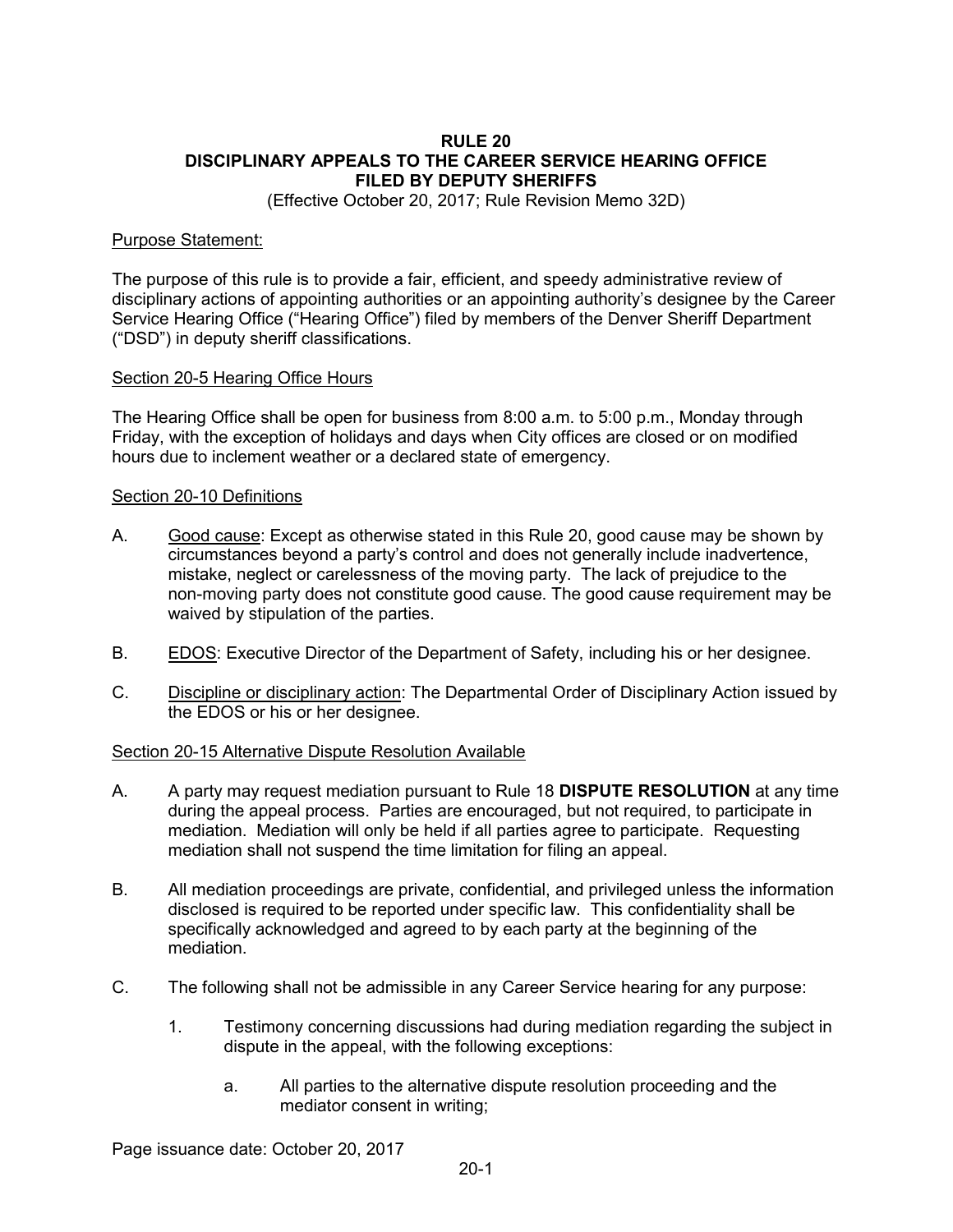# RULE 20
# DISCIPLINARY APPEALS TO THE CAREER SERVICE HEARING OFFICE FILED BY DEPUTY SHERIFFS

(Effective October 20, 2017; Rule Revision Memo 32D)

Purpose Statement:

The purpose of this rule is to provide a fair, efficient, and speedy administrative review of disciplinary actions of appointing authorities or an appointing authority's designee by the Career Service Hearing Office ("Hearing Office") filed by members of the Denver Sheriff Department ("DSD") in deputy sheriff classifications.

## Section 20-5 Hearing Office Hours

The Hearing Office shall be open for business from 8:00 a.m. to 5:00 p.m., Monday through Friday, with the exception of holidays and days when City offices are closed or on modified hours due to inclement weather or a declared state of emergency.

## Section 20-10 Definitions

A. Good cause: Except as otherwise stated in this Rule 20, good cause may be shown by circumstances beyond a party's control and does not generally include inadvertence, mistake, neglect or carelessness of the moving party. The lack of prejudice to the non-moving party does not constitute good cause. The good cause requirement may be waived by stipulation of the parties.

B. EDOS: Executive Director of the Department of Safety, including his or her designee.

C. Discipline or disciplinary action: The Departmental Order of Disciplinary Action issued by the EDOS or his or her designee.

## Section 20-15 Alternative Dispute Resolution Available

A. A party may request mediation pursuant to Rule 18 **DISPUTE RESOLUTION** at any time during the appeal process. Parties are encouraged, but not required, to participate in mediation. Mediation will only be held if all parties agree to participate. Requesting mediation shall not suspend the time limitation for filing an appeal.

B. All mediation proceedings are private, confidential, and privileged unless the information disclosed is required to be reported under specific law. This confidentiality shall be specifically acknowledged and agreed to by each party at the beginning of the mediation.

C. The following shall not be admissible in any Career Service hearing for any purpose:

   1. Testimony concerning discussions had during mediation regarding the subject in dispute in the appeal, with the following exceptions:

      a. All parties to the alternative dispute resolution proceeding and the mediator consent in writing;

Page issuance date: October 20, 2017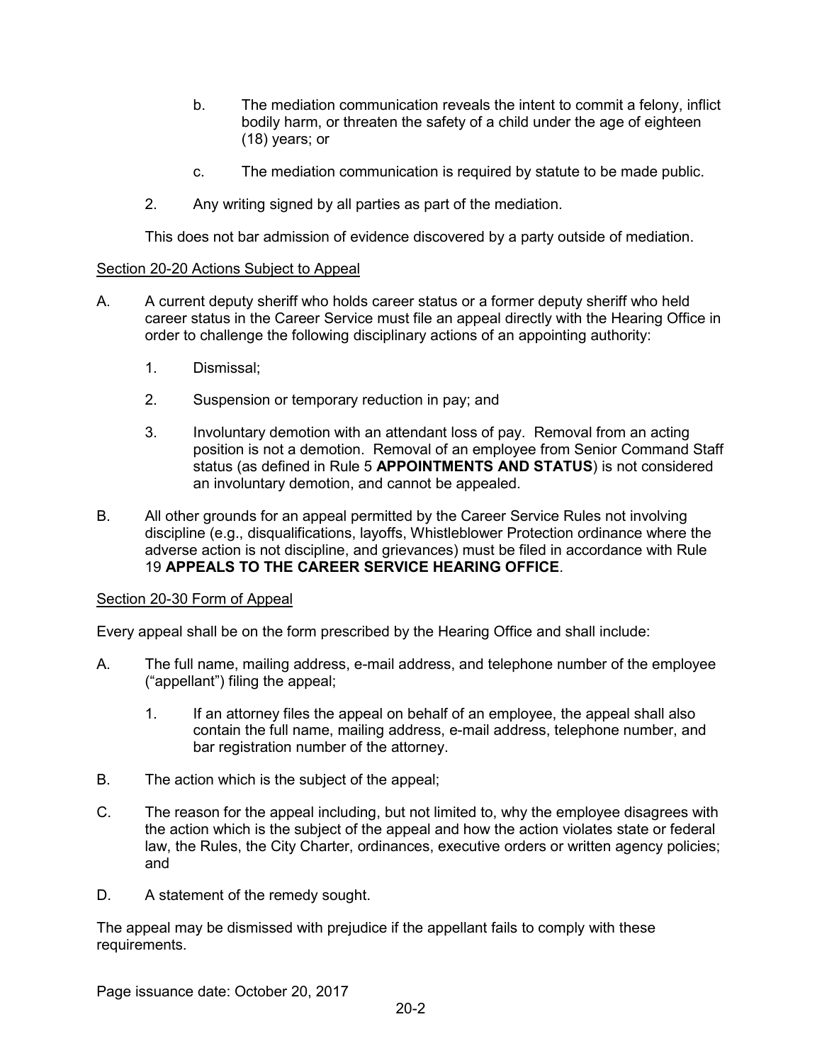b. The mediation communication reveals the intent to commit a felony, inflict bodily harm, or threaten the safety of a child under the age of eighteen (18) years; or

c. The mediation communication is required by statute to be made public.

2. Any writing signed by all parties as part of the mediation.

This does not bar admission of evidence discovered by a party outside of mediation.

## Section 20-20 Actions Subject to Appeal

A. A current deputy sheriff who holds career status or a former deputy sheriff who held career status in the Career Service must file an appeal directly with the Hearing Office in order to challenge the following disciplinary actions of an appointing authority:

   1. Dismissal;

   2. Suspension or temporary reduction in pay; and

   3. Involuntary demotion with an attendant loss of pay. Removal from an acting position is not a demotion. Removal of an employee from Senior Command Staff status (as defined in Rule 5 **APPOINTMENTS AND STATUS**) is not considered an involuntary demotion, and cannot be appealed.

B. All other grounds for an appeal permitted by the Career Service Rules not involving discipline (e.g., disqualifications, layoffs, Whistleblower Protection ordinance where the adverse action is not discipline, and grievances) must be filed in accordance with Rule 19 **APPEALS TO THE CAREER SERVICE HEARING OFFICE**.

## Section 20-30 Form of Appeal

Every appeal shall be on the form prescribed by the Hearing Office and shall include:

A. The full name, mailing address, e-mail address, and telephone number of the employee ("appellant") filing the appeal;

   1. If an attorney files the appeal on behalf of an employee, the appeal shall also contain the full name, mailing address, e-mail address, telephone number, and bar registration number of the attorney.

B. The action which is the subject of the appeal;

C. The reason for the appeal including, but not limited to, why the employee disagrees with the action which is the subject of the appeal and how the action violates state or federal law, the Rules, the City Charter, ordinances, executive orders or written agency policies; and

D. A statement of the remedy sought.

The appeal may be dismissed with prejudice if the appellant fails to comply with these requirements.

Page issuance date: October 20, 2017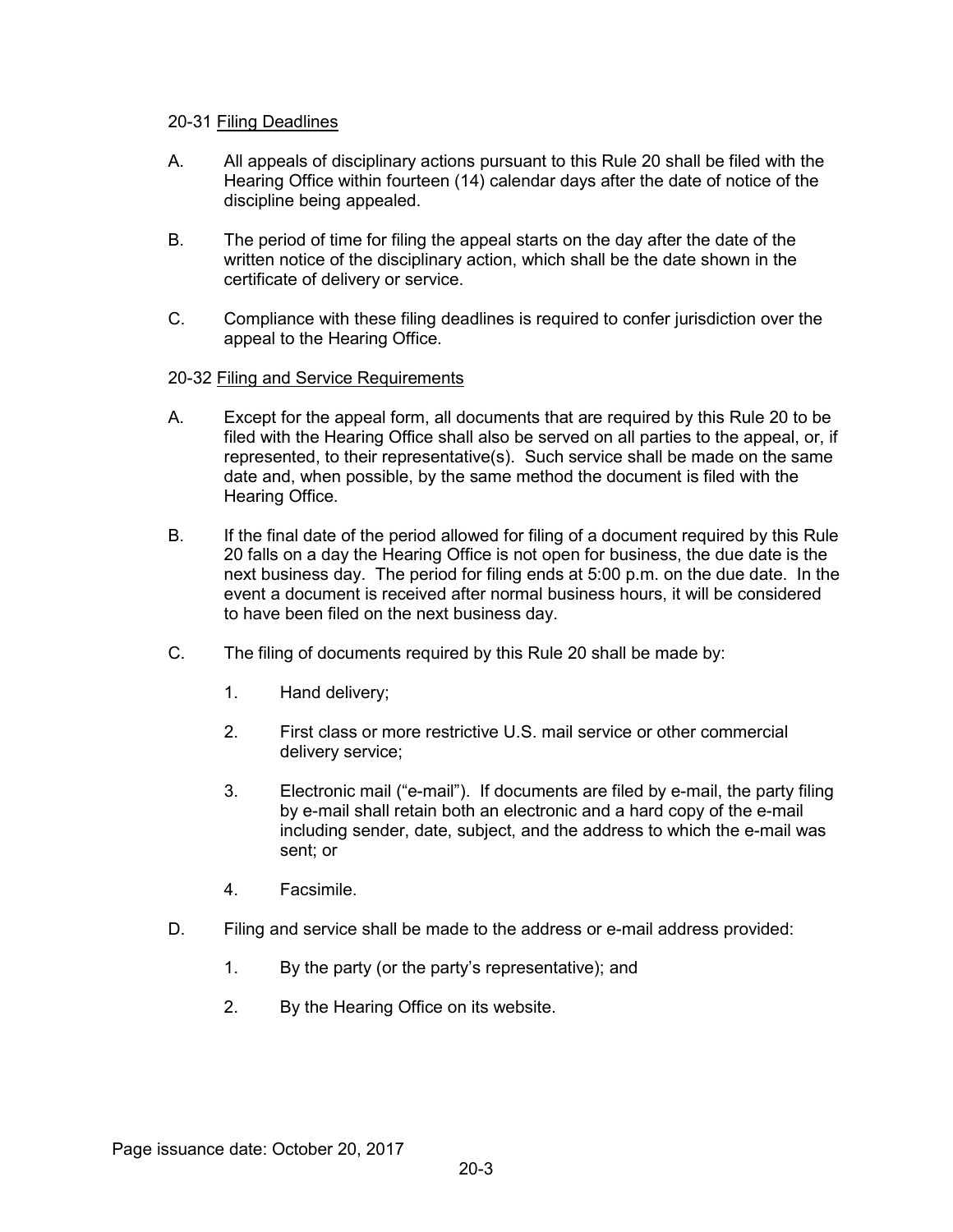20-31 <u>Filing Deadlines</u>

A. All appeals of disciplinary actions pursuant to this Rule 20 shall be filed with the Hearing Office within fourteen (14) calendar days after the date of notice of the discipline being appealed.

B. The period of time for filing the appeal starts on the day after the date of the written notice of the disciplinary action, which shall be the date shown in the certificate of delivery or service.

C. Compliance with these filing deadlines is required to confer jurisdiction over the appeal to the Hearing Office.

20-32 <u>Filing and Service Requirements</u>

A. Except for the appeal form, all documents that are required by this Rule 20 to be filed with the Hearing Office shall also be served on all parties to the appeal, or, if represented, to their representative(s). Such service shall be made on the same date and, when possible, by the same method the document is filed with the Hearing Office.

B. If the final date of the period allowed for filing of a document required by this Rule 20 falls on a day the Hearing Office is not open for business, the due date is the next business day. The period for filing ends at 5:00 p.m. on the due date. In the event a document is received after normal business hours, it will be considered to have been filed on the next business day.

C. The filing of documents required by this Rule 20 shall be made by:

   1. Hand delivery;

   2. First class or more restrictive U.S. mail service or other commercial delivery service;

   3. Electronic mail ("e-mail"). If documents are filed by e-mail, the party filing by e-mail shall retain both an electronic and a hard copy of the e-mail including sender, date, subject, and the address to which the e-mail was sent; or

   4. Facsimile.

D. Filing and service shall be made to the address or e-mail address provided:

   1. By the party (or the party's representative); and

   2. By the Hearing Office on its website.

Page issuance date: October 20, 2017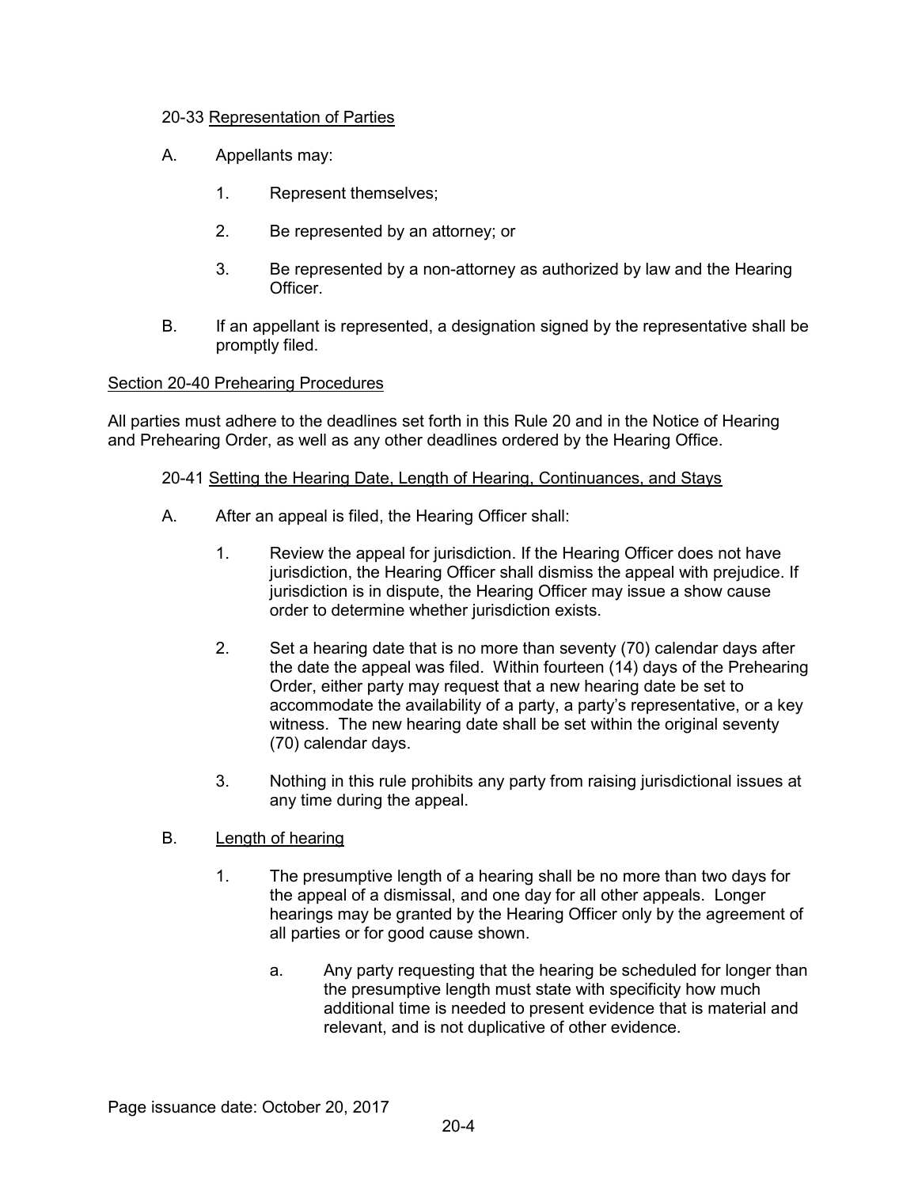20-33 Representation of Parties

A. Appellants may:

   1. Represent themselves;

   2. Be represented by an attorney; or

   3. Be represented by a non-attorney as authorized by law and the Hearing Officer.

B. If an appellant is represented, a designation signed by the representative shall be promptly filed.

## Section 20-40 Prehearing Procedures

All parties must adhere to the deadlines set forth in this Rule 20 and in the Notice of Hearing and Prehearing Order, as well as any other deadlines ordered by the Hearing Office.

### 20-41 Setting the Hearing Date, Length of Hearing, Continuances, and Stays

A. After an appeal is filed, the Hearing Officer shall:

   1. Review the appeal for jurisdiction. If the Hearing Officer does not have jurisdiction, the Hearing Officer shall dismiss the appeal with prejudice. If jurisdiction is in dispute, the Hearing Officer may issue a show cause order to determine whether jurisdiction exists.

   2. Set a hearing date that is no more than seventy (70) calendar days after the date the appeal was filed. Within fourteen (14) days of the Prehearing Order, either party may request that a new hearing date be set to accommodate the availability of a party, a party's representative, or a key witness. The new hearing date shall be set within the original seventy (70) calendar days.

   3. Nothing in this rule prohibits any party from raising jurisdictional issues at any time during the appeal.

B. Length of hearing

   1. The presumptive length of a hearing shall be no more than two days for the appeal of a dismissal, and one day for all other appeals. Longer hearings may be granted by the Hearing Officer only by the agreement of all parties or for good cause shown.

      a. Any party requesting that the hearing be scheduled for longer than the presumptive length must state with specificity how much additional time is needed to present evidence that is material and relevant, and is not duplicative of other evidence.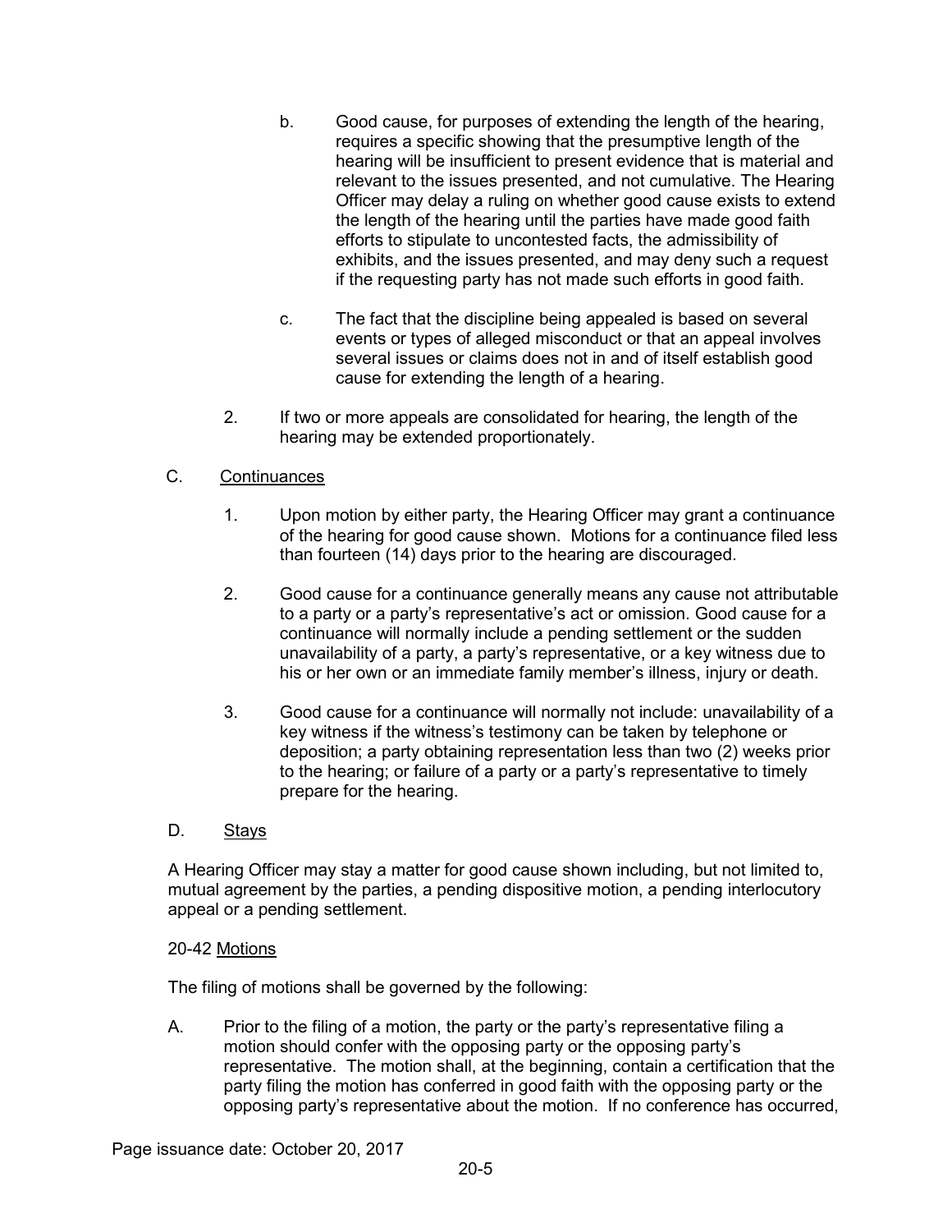b. Good cause, for purposes of extending the length of the hearing, requires a specific showing that the presumptive length of the hearing will be insufficient to present evidence that is material and relevant to the issues presented, and not cumulative. The Hearing Officer may delay a ruling on whether good cause exists to extend the length of the hearing until the parties have made good faith efforts to stipulate to uncontested facts, the admissibility of exhibits, and the issues presented, and may deny such a request if the requesting party has not made such efforts in good faith.

c. The fact that the discipline being appealed is based on several events or types of alleged misconduct or that an appeal involves several issues or claims does not in and of itself establish good cause for extending the length of a hearing.

2. If two or more appeals are consolidated for hearing, the length of the hearing may be extended proportionately.

C. Continuances

1. Upon motion by either party, the Hearing Officer may grant a continuance of the hearing for good cause shown. Motions for a continuance filed less than fourteen (14) days prior to the hearing are discouraged.

2. Good cause for a continuance generally means any cause not attributable to a party or a party's representative's act or omission. Good cause for a continuance will normally include a pending settlement or the sudden unavailability of a party, a party's representative, or a key witness due to his or her own or an immediate family member's illness, injury or death.

3. Good cause for a continuance will normally not include: unavailability of a key witness if the witness's testimony can be taken by telephone or deposition; a party obtaining representation less than two (2) weeks prior to the hearing; or failure of a party or a party's representative to timely prepare for the hearing.

D. Stays

A Hearing Officer may stay a matter for good cause shown including, but not limited to, mutual agreement by the parties, a pending dispositive motion, a pending interlocutory appeal or a pending settlement.

20-42 Motions

The filing of motions shall be governed by the following:

A. Prior to the filing of a motion, the party or the party's representative filing a motion should confer with the opposing party or the opposing party's representative. The motion shall, at the beginning, contain a certification that the party filing the motion has conferred in good faith with the opposing party or the opposing party's representative about the motion. If no conference has occurred,

Page issuance date: October 20, 2017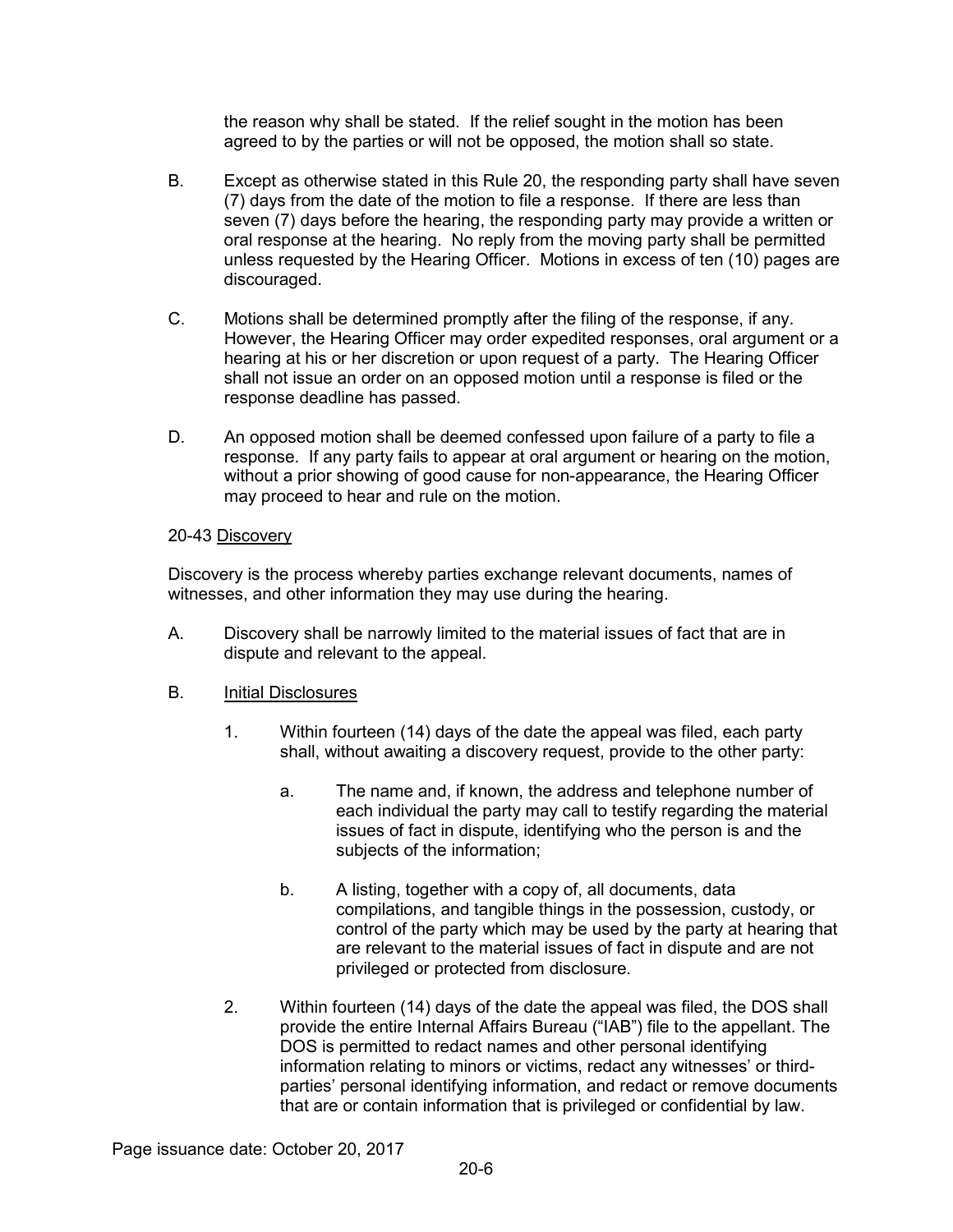the reason why shall be stated. If the relief sought in the motion has been agreed to by the parties or will not be opposed, the motion shall so state.

B. Except as otherwise stated in this Rule 20, the responding party shall have seven (7) days from the date of the motion to file a response. If there are less than seven (7) days before the hearing, the responding party may provide a written or oral response at the hearing. No reply from the moving party shall be permitted unless requested by the Hearing Officer. Motions in excess of ten (10) pages are discouraged.

C. Motions shall be determined promptly after the filing of the response, if any. However, the Hearing Officer may order expedited responses, oral argument or a hearing at his or her discretion or upon request of a party. The Hearing Officer shall not issue an order on an opposed motion until a response is filed or the response deadline has passed.

D. An opposed motion shall be deemed confessed upon failure of a party to file a response. If any party fails to appear at oral argument or hearing on the motion, without a prior showing of good cause for non-appearance, the Hearing Officer may proceed to hear and rule on the motion.

20-43 <u>Discovery</u>

Discovery is the process whereby parties exchange relevant documents, names of witnesses, and other information they may use during the hearing.

A. Discovery shall be narrowly limited to the material issues of fact that are in dispute and relevant to the appeal.

B. <u>Initial Disclosures</u>

   1. Within fourteen (14) days of the date the appeal was filed, each party shall, without awaiting a discovery request, provide to the other party:

      a. The name and, if known, the address and telephone number of each individual the party may call to testify regarding the material issues of fact in dispute, identifying who the person is and the subjects of the information;

      b. A listing, together with a copy of, all documents, data compilations, and tangible things in the possession, custody, or control of the party which may be used by the party at hearing that are relevant to the material issues of fact in dispute and are not privileged or protected from disclosure.

   2. Within fourteen (14) days of the date the appeal was filed, the DOS shall provide the entire Internal Affairs Bureau ("IAB") file to the appellant. The DOS is permitted to redact names and other personal identifying information relating to minors or victims, redact any witnesses' or third-parties' personal identifying information, and redact or remove documents that are or contain information that is privileged or confidential by law.

Page issuance date: October 20, 2017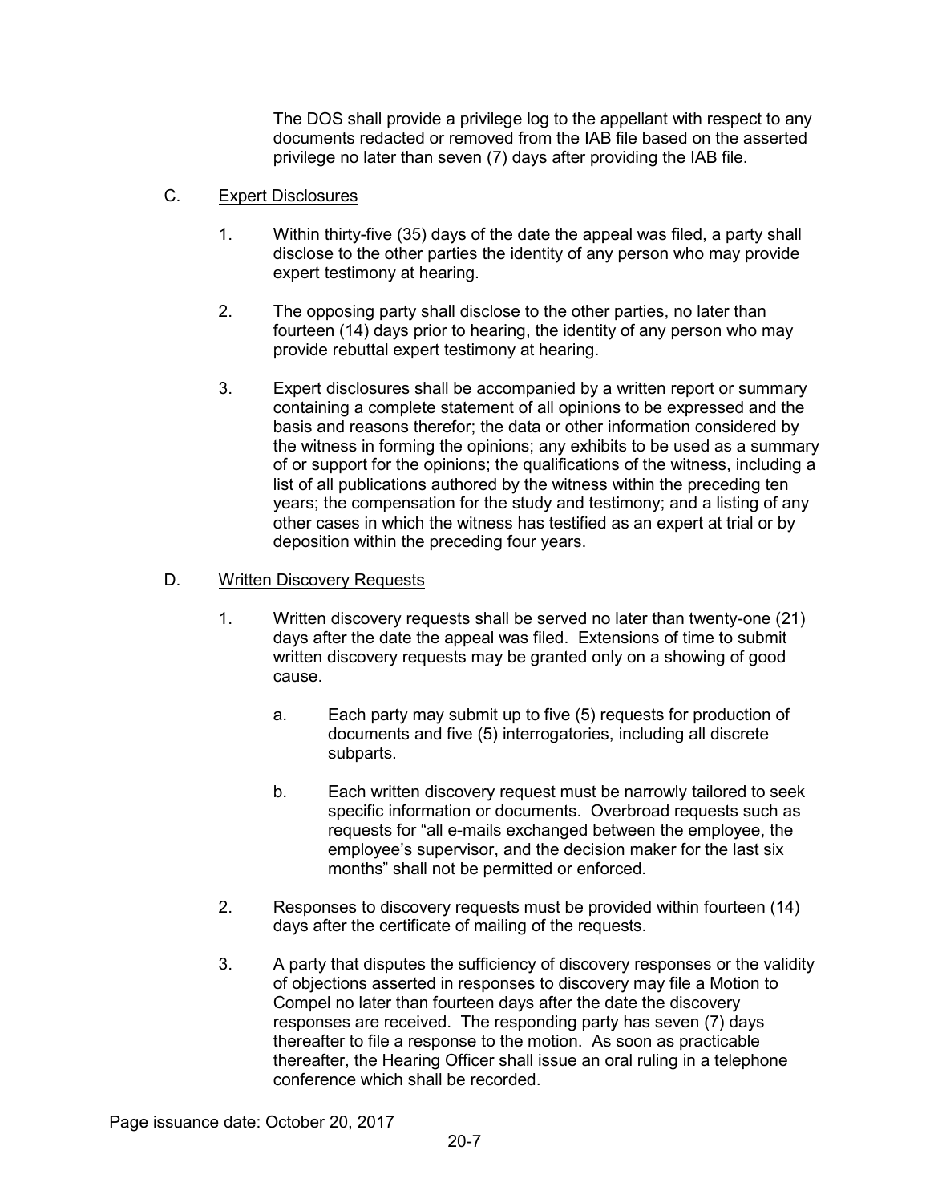The DOS shall provide a privilege log to the appellant with respect to any documents redacted or removed from the IAB file based on the asserted privilege no later than seven (7) days after providing the IAB file.

C. Expert Disclosures

1. Within thirty-five (35) days of the date the appeal was filed, a party shall disclose to the other parties the identity of any person who may provide expert testimony at hearing.

2. The opposing party shall disclose to the other parties, no later than fourteen (14) days prior to hearing, the identity of any person who may provide rebuttal expert testimony at hearing.

3. Expert disclosures shall be accompanied by a written report or summary containing a complete statement of all opinions to be expressed and the basis and reasons therefor; the data or other information considered by the witness in forming the opinions; any exhibits to be used as a summary of or support for the opinions; the qualifications of the witness, including a list of all publications authored by the witness within the preceding ten years; the compensation for the study and testimony; and a listing of any other cases in which the witness has testified as an expert at trial or by deposition within the preceding four years.

D. Written Discovery Requests

1. Written discovery requests shall be served no later than twenty-one (21) days after the date the appeal was filed. Extensions of time to submit written discovery requests may be granted only on a showing of good cause.

   a. Each party may submit up to five (5) requests for production of documents and five (5) interrogatories, including all discrete subparts.

   b. Each written discovery request must be narrowly tailored to seek specific information or documents. Overbroad requests such as requests for "all e-mails exchanged between the employee, the employee's supervisor, and the decision maker for the last six months" shall not be permitted or enforced.

2. Responses to discovery requests must be provided within fourteen (14) days after the certificate of mailing of the requests.

3. A party that disputes the sufficiency of discovery responses or the validity of objections asserted in responses to discovery may file a Motion to Compel no later than fourteen days after the date the discovery responses are received. The responding party has seven (7) days thereafter to file a response to the motion. As soon as practicable thereafter, the Hearing Officer shall issue an oral ruling in a telephone conference which shall be recorded.

Page issuance date: October 20, 2017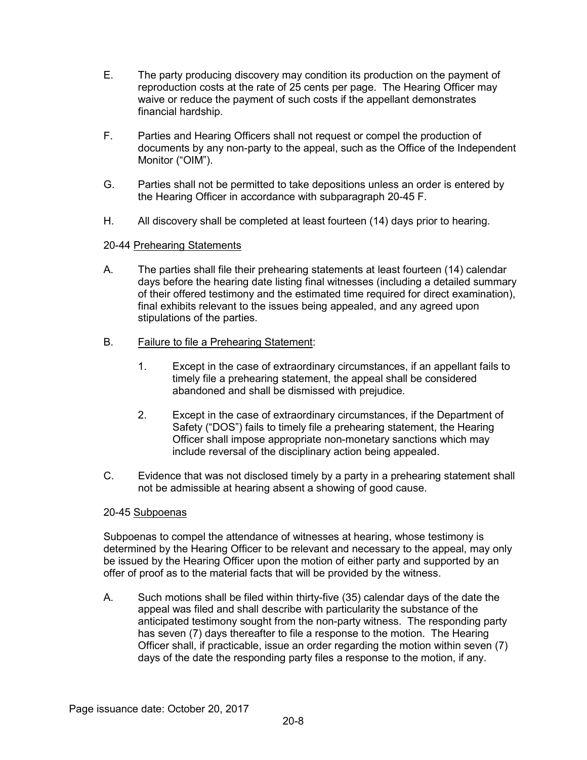E. The party producing discovery may condition its production on the payment of reproduction costs at the rate of 25 cents per page. The Hearing Officer may waive or reduce the payment of such costs if the appellant demonstrates financial hardship.

F. Parties and Hearing Officers shall not request or compel the production of documents by any non-party to the appeal, such as the Office of the Independent Monitor ("OIM").

G. Parties shall not be permitted to take depositions unless an order is entered by the Hearing Officer in accordance with subparagraph 20-45 F.

H. All discovery shall be completed at least fourteen (14) days prior to hearing.

### 20-44 Prehearing Statements

A. The parties shall file their prehearing statements at least fourteen (14) calendar days before the hearing date listing final witnesses (including a detailed summary of their offered testimony and the estimated time required for direct examination), final exhibits relevant to the issues being appealed, and any agreed upon stipulations of the parties.

B. Failure to file a Prehearing Statement:

   1. Except in the case of extraordinary circumstances, if an appellant fails to timely file a prehearing statement, the appeal shall be considered abandoned and shall be dismissed with prejudice.

   2. Except in the case of extraordinary circumstances, if the Department of Safety ("DOS") fails to timely file a prehearing statement, the Hearing Officer shall impose appropriate non-monetary sanctions which may include reversal of the disciplinary action being appealed.

C. Evidence that was not disclosed timely by a party in a prehearing statement shall not be admissible at hearing absent a showing of good cause.

### 20-45 Subpoenas

Subpoenas to compel the attendance of witnesses at hearing, whose testimony is determined by the Hearing Officer to be relevant and necessary to the appeal, may only be issued by the Hearing Officer upon the motion of either party and supported by an offer of proof as to the material facts that will be provided by the witness.

A. Such motions shall be filed within thirty-five (35) calendar days of the date the appeal was filed and shall describe with particularity the substance of the anticipated testimony sought from the non-party witness. The responding party has seven (7) days thereafter to file a response to the motion. The Hearing Officer shall, if practicable, issue an order regarding the motion within seven (7) days of the date the responding party files a response to the motion, if any.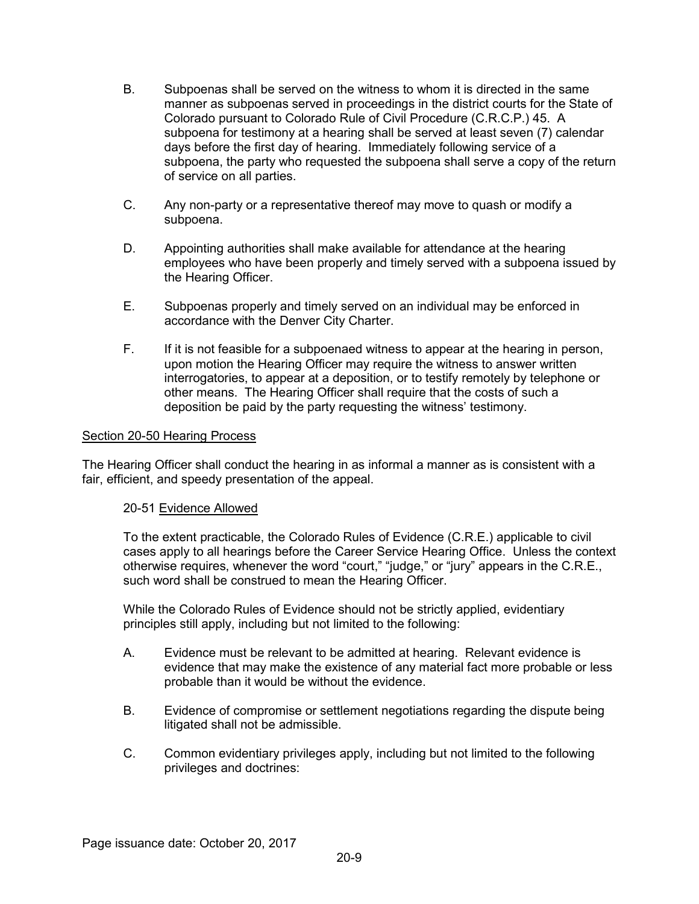B. Subpoenas shall be served on the witness to whom it is directed in the same manner as subpoenas served in proceedings in the district courts for the State of Colorado pursuant to Colorado Rule of Civil Procedure (C.R.C.P.) 45. A subpoena for testimony at a hearing shall be served at least seven (7) calendar days before the first day of hearing. Immediately following service of a subpoena, the party who requested the subpoena shall serve a copy of the return of service on all parties.

C. Any non-party or a representative thereof may move to quash or modify a subpoena.

D. Appointing authorities shall make available for attendance at the hearing employees who have been properly and timely served with a subpoena issued by the Hearing Officer.

E. Subpoenas properly and timely served on an individual may be enforced in accordance with the Denver City Charter.

F. If it is not feasible for a subpoenaed witness to appear at the hearing in person, upon motion the Hearing Officer may require the witness to answer written interrogatories, to appear at a deposition, or to testify remotely by telephone or other means. The Hearing Officer shall require that the costs of such a deposition be paid by the party requesting the witness' testimony.

## Section 20-50 Hearing Process

The Hearing Officer shall conduct the hearing in as informal a manner as is consistent with a fair, efficient, and speedy presentation of the appeal.

### 20-51 Evidence Allowed

To the extent practicable, the Colorado Rules of Evidence (C.R.E.) applicable to civil cases apply to all hearings before the Career Service Hearing Office. Unless the context otherwise requires, whenever the word "court," "judge," or "jury" appears in the C.R.E., such word shall be construed to mean the Hearing Officer.

While the Colorado Rules of Evidence should not be strictly applied, evidentiary principles still apply, including but not limited to the following:

A. Evidence must be relevant to be admitted at hearing. Relevant evidence is evidence that may make the existence of any material fact more probable or less probable than it would be without the evidence.

B. Evidence of compromise or settlement negotiations regarding the dispute being litigated shall not be admissible.

C. Common evidentiary privileges apply, including but not limited to the following privileges and doctrines:

Page issuance date: October 20, 2017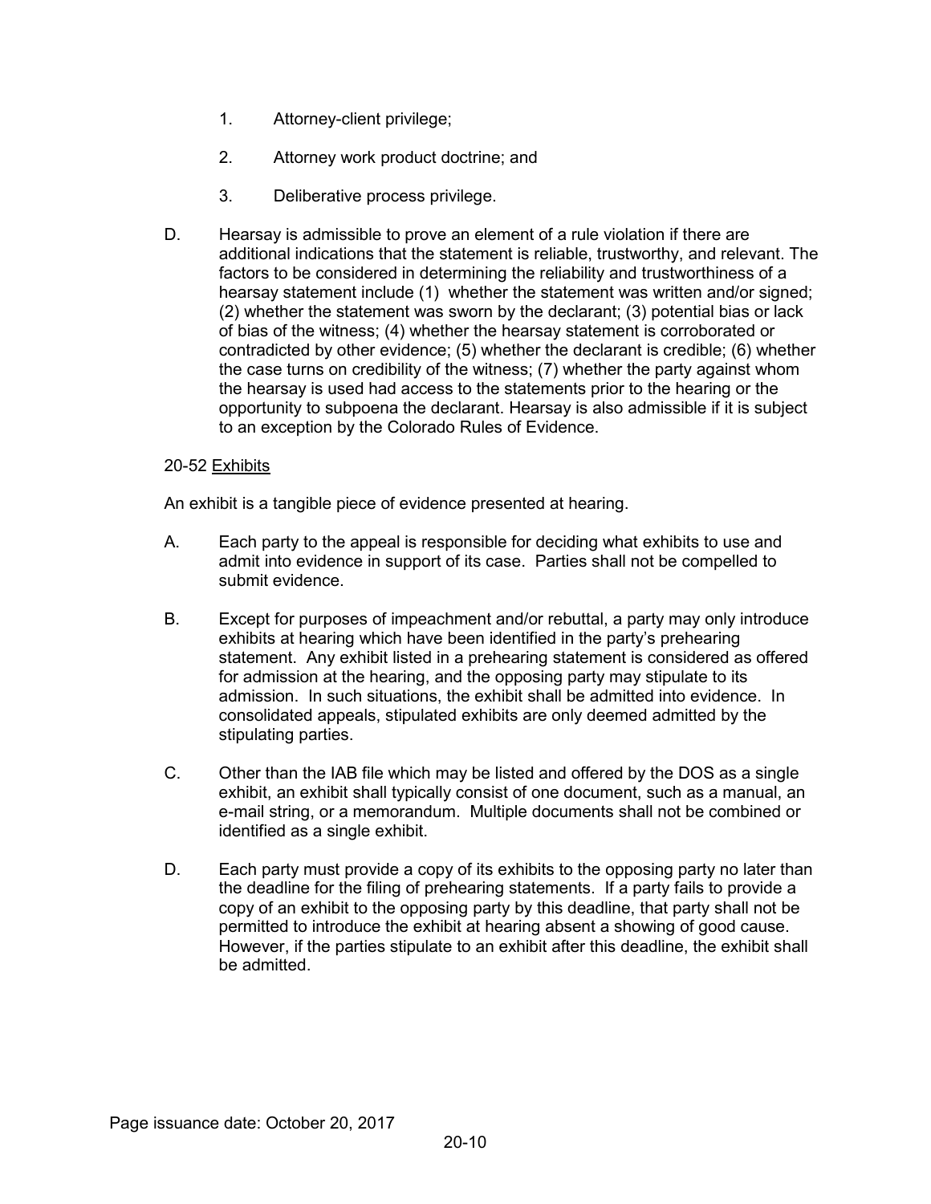1. Attorney-client privilege;

2. Attorney work product doctrine; and

3. Deliberative process privilege.

D. Hearsay is admissible to prove an element of a rule violation if there are additional indications that the statement is reliable, trustworthy, and relevant. The factors to be considered in determining the reliability and trustworthiness of a hearsay statement include (1) whether the statement was written and/or signed; (2) whether the statement was sworn by the declarant; (3) potential bias or lack of bias of the witness; (4) whether the hearsay statement is corroborated or contradicted by other evidence; (5) whether the declarant is credible; (6) whether the case turns on credibility of the witness; (7) whether the party against whom the hearsay is used had access to the statements prior to the hearing or the opportunity to subpoena the declarant. Hearsay is also admissible if it is subject to an exception by the Colorado Rules of Evidence.

20-52 Exhibits

An exhibit is a tangible piece of evidence presented at hearing.

A. Each party to the appeal is responsible for deciding what exhibits to use and admit into evidence in support of its case. Parties shall not be compelled to submit evidence.

B. Except for purposes of impeachment and/or rebuttal, a party may only introduce exhibits at hearing which have been identified in the party's prehearing statement. Any exhibit listed in a prehearing statement is considered as offered for admission at the hearing, and the opposing party may stipulate to its admission. In such situations, the exhibit shall be admitted into evidence. In consolidated appeals, stipulated exhibits are only deemed admitted by the stipulating parties.

C. Other than the IAB file which may be listed and offered by the DOS as a single exhibit, an exhibit shall typically consist of one document, such as a manual, an e-mail string, or a memorandum. Multiple documents shall not be combined or identified as a single exhibit.

D. Each party must provide a copy of its exhibits to the opposing party no later than the deadline for the filing of prehearing statements. If a party fails to provide a copy of an exhibit to the opposing party by this deadline, that party shall not be permitted to introduce the exhibit at hearing absent a showing of good cause. However, if the parties stipulate to an exhibit after this deadline, the exhibit shall be admitted.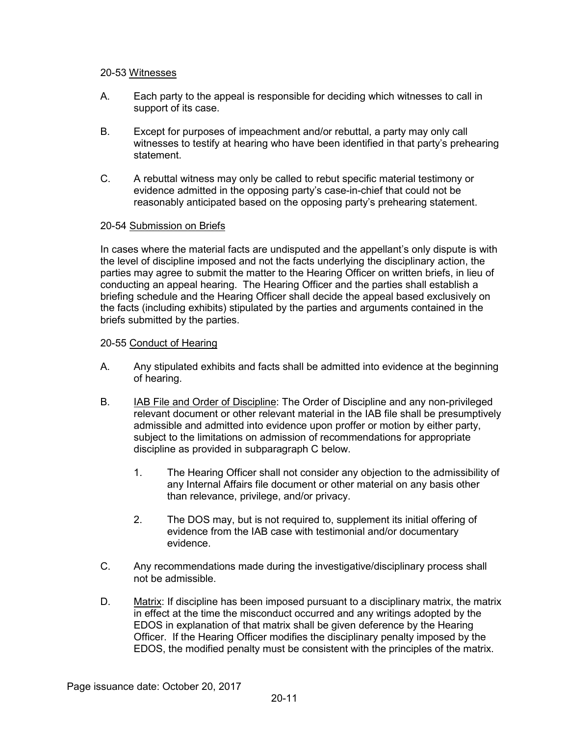20-53 Witnesses

A. Each party to the appeal is responsible for deciding which witnesses to call in support of its case.

B. Except for purposes of impeachment and/or rebuttal, a party may only call witnesses to testify at hearing who have been identified in that party's prehearing statement.

C. A rebuttal witness may only be called to rebut specific material testimony or evidence admitted in the opposing party's case-in-chief that could not be reasonably anticipated based on the opposing party's prehearing statement.

20-54 Submission on Briefs

In cases where the material facts are undisputed and the appellant's only dispute is with the level of discipline imposed and not the facts underlying the disciplinary action, the parties may agree to submit the matter to the Hearing Officer on written briefs, in lieu of conducting an appeal hearing. The Hearing Officer and the parties shall establish a briefing schedule and the Hearing Officer shall decide the appeal based exclusively on the facts (including exhibits) stipulated by the parties and arguments contained in the briefs submitted by the parties.

20-55 Conduct of Hearing

A. Any stipulated exhibits and facts shall be admitted into evidence at the beginning of hearing.

B. IAB File and Order of Discipline: The Order of Discipline and any non-privileged relevant document or other relevant material in the IAB file shall be presumptively admissible and admitted into evidence upon proffer or motion by either party, subject to the limitations on admission of recommendations for appropriate discipline as provided in subparagraph C below.

   1. The Hearing Officer shall not consider any objection to the admissibility of any Internal Affairs file document or other material on any basis other than relevance, privilege, and/or privacy.

   2. The DOS may, but is not required to, supplement its initial offering of evidence from the IAB case with testimonial and/or documentary evidence.

C. Any recommendations made during the investigative/disciplinary process shall not be admissible.

D. Matrix: If discipline has been imposed pursuant to a disciplinary matrix, the matrix in effect at the time the misconduct occurred and any writings adopted by the EDOS in explanation of that matrix shall be given deference by the Hearing Officer. If the Hearing Officer modifies the disciplinary penalty imposed by the EDOS, the modified penalty must be consistent with the principles of the matrix.

Page issuance date: October 20, 2017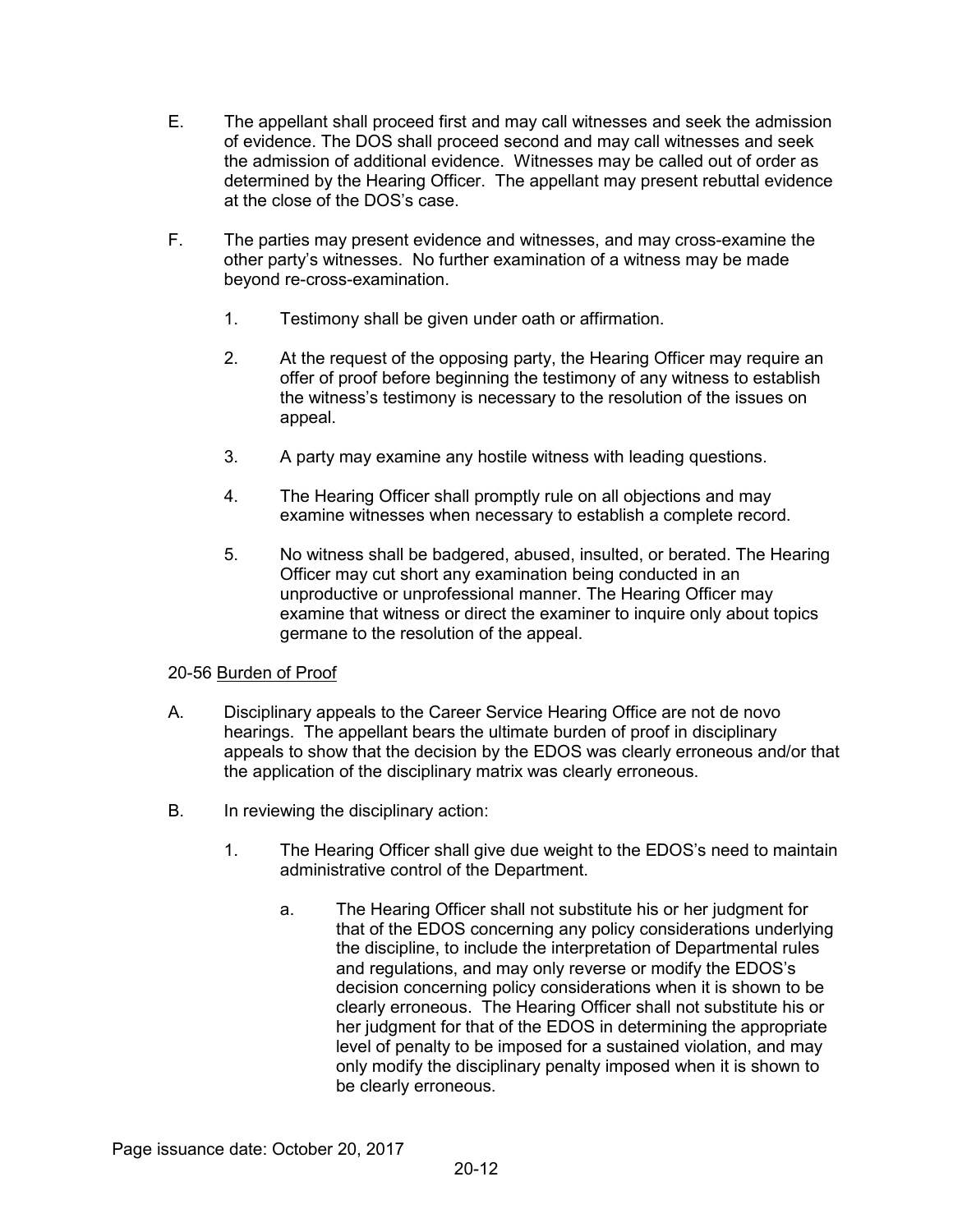E. The appellant shall proceed first and may call witnesses and seek the admission of evidence. The DOS shall proceed second and may call witnesses and seek the admission of additional evidence. Witnesses may be called out of order as determined by the Hearing Officer. The appellant may present rebuttal evidence at the close of the DOS's case.

F. The parties may present evidence and witnesses, and may cross-examine the other party's witnesses. No further examination of a witness may be made beyond re-cross-examination.

1. Testimony shall be given under oath or affirmation.

2. At the request of the opposing party, the Hearing Officer may require an offer of proof before beginning the testimony of any witness to establish the witness's testimony is necessary to the resolution of the issues on appeal.

3. A party may examine any hostile witness with leading questions.

4. The Hearing Officer shall promptly rule on all objections and may examine witnesses when necessary to establish a complete record.

5. No witness shall be badgered, abused, insulted, or berated. The Hearing Officer may cut short any examination being conducted in an unproductive or unprofessional manner. The Hearing Officer may examine that witness or direct the examiner to inquire only about topics germane to the resolution of the appeal.

20-56 <u>Burden of Proof</u>

A. Disciplinary appeals to the Career Service Hearing Office are not de novo hearings. The appellant bears the ultimate burden of proof in disciplinary appeals to show that the decision by the EDOS was clearly erroneous and/or that the application of the disciplinary matrix was clearly erroneous.

B. In reviewing the disciplinary action:

1. The Hearing Officer shall give due weight to the EDOS's need to maintain administrative control of the Department.

a. The Hearing Officer shall not substitute his or her judgment for that of the EDOS concerning any policy considerations underlying the discipline, to include the interpretation of Departmental rules and regulations, and may only reverse or modify the EDOS's decision concerning policy considerations when it is shown to be clearly erroneous. The Hearing Officer shall not substitute his or her judgment for that of the EDOS in determining the appropriate level of penalty to be imposed for a sustained violation, and may only modify the disciplinary penalty imposed when it is shown to be clearly erroneous.

Page issuance date: October 20, 2017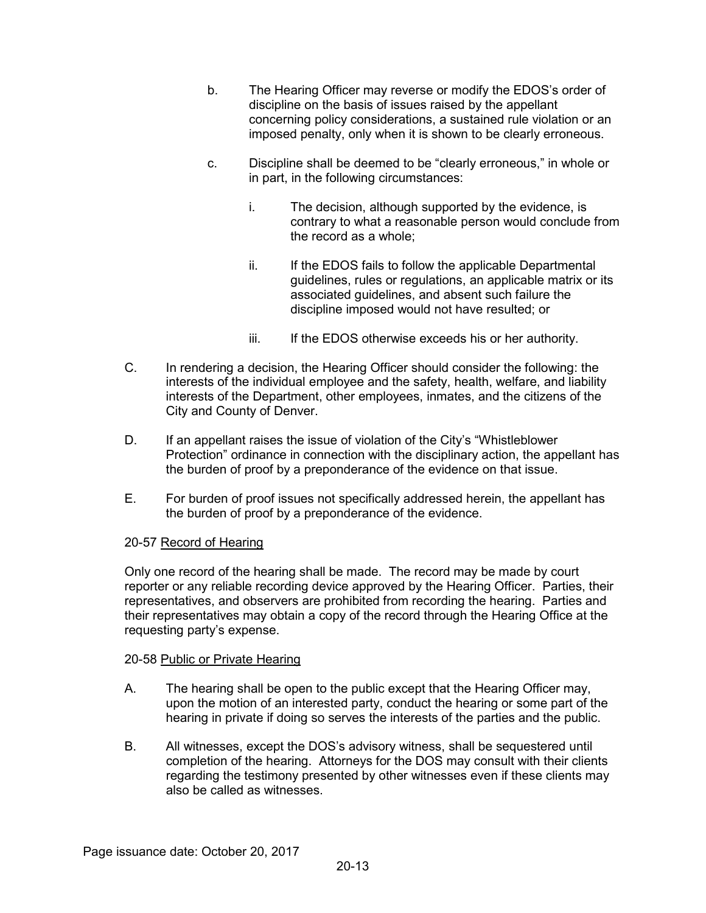b. The Hearing Officer may reverse or modify the EDOS's order of discipline on the basis of issues raised by the appellant concerning policy considerations, a sustained rule violation or an imposed penalty, only when it is shown to be clearly erroneous.

c. Discipline shall be deemed to be "clearly erroneous," in whole or in part, in the following circumstances:

i. The decision, although supported by the evidence, is contrary to what a reasonable person would conclude from the record as a whole;

ii. If the EDOS fails to follow the applicable Departmental guidelines, rules or regulations, an applicable matrix or its associated guidelines, and absent such failure the discipline imposed would not have resulted; or

iii. If the EDOS otherwise exceeds his or her authority.

C. In rendering a decision, the Hearing Officer should consider the following: the interests of the individual employee and the safety, health, welfare, and liability interests of the Department, other employees, inmates, and the citizens of the City and County of Denver.

D. If an appellant raises the issue of violation of the City's "Whistleblower Protection" ordinance in connection with the disciplinary action, the appellant has the burden of proof by a preponderance of the evidence on that issue.

E. For burden of proof issues not specifically addressed herein, the appellant has the burden of proof by a preponderance of the evidence.

20-57 Record of Hearing

Only one record of the hearing shall be made. The record may be made by court reporter or any reliable recording device approved by the Hearing Officer. Parties, their representatives, and observers are prohibited from recording the hearing. Parties and their representatives may obtain a copy of the record through the Hearing Office at the requesting party's expense.

20-58 Public or Private Hearing

A. The hearing shall be open to the public except that the Hearing Officer may, upon the motion of an interested party, conduct the hearing or some part of the hearing in private if doing so serves the interests of the parties and the public.

B. All witnesses, except the DOS's advisory witness, shall be sequestered until completion of the hearing. Attorneys for the DOS may consult with their clients regarding the testimony presented by other witnesses even if these clients may also be called as witnesses.

Page issuance date: October 20, 2017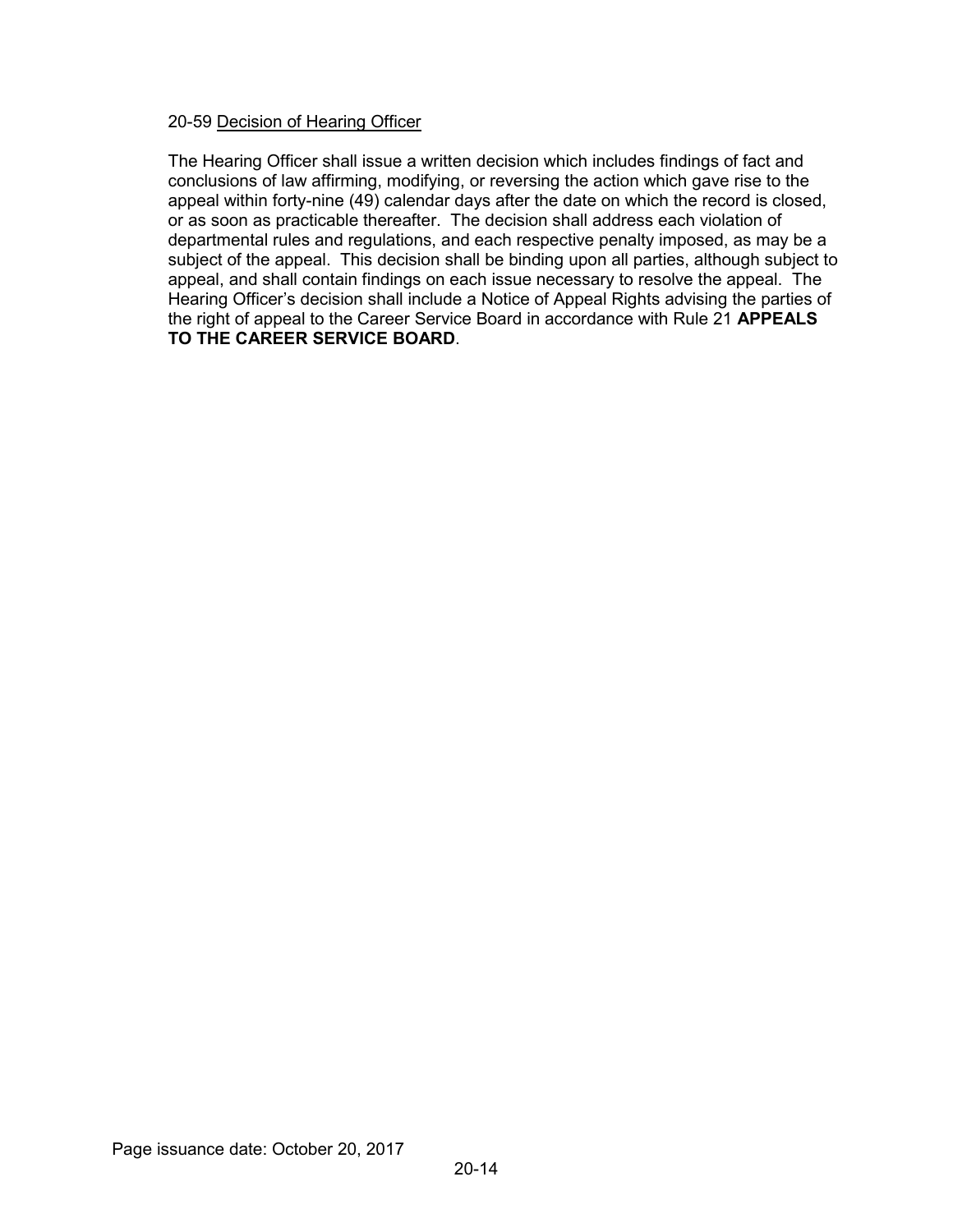20-59 Decision of Hearing Officer

The Hearing Officer shall issue a written decision which includes findings of fact and conclusions of law affirming, modifying, or reversing the action which gave rise to the appeal within forty-nine (49) calendar days after the date on which the record is closed, or as soon as practicable thereafter. The decision shall address each violation of departmental rules and regulations, and each respective penalty imposed, as may be a subject of the appeal. This decision shall be binding upon all parties, although subject to appeal, and shall contain findings on each issue necessary to resolve the appeal. The Hearing Officer's decision shall include a Notice of Appeal Rights advising the parties of the right of appeal to the Career Service Board in accordance with Rule 21 **APPEALS TO THE CAREER SERVICE BOARD**.

Page issuance date: October 20, 2017